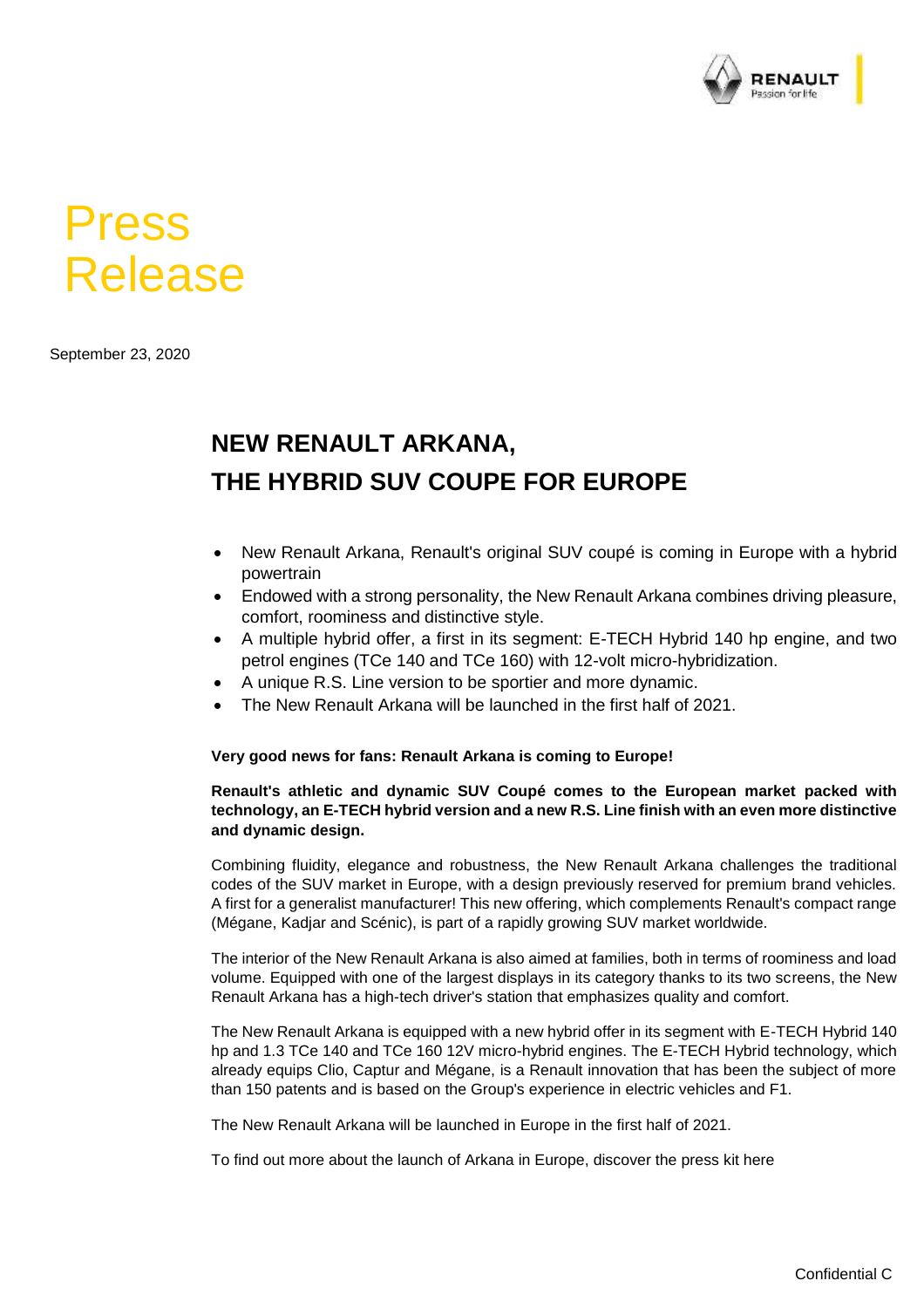# Press Release

September 23, 2020

## NEW RENAULT ARKANA, THE HYBRID SUV COUPE FOR EUROPE

- New Renault Arkana, Renault's original SUV coupé is coming in Europe with a hybrid powertrain
- Endowed with a strong personality, the New Renault Arkana combines driving pleasure, comfort, roominess and distinctive style.
- A multiple hybrid offer, a first in its segment: E-TECH Hybrid 140 hp engine, and two petrol engines (TCe 140 and TCe 160) with 12-volt micro-hybridization.
- A unique R.S. Line version to be sportier and more dynamic.
- The New Renault Arkana will be launched in the first half of 2021.

**Very good news for fans: Renault Arkana is coming to Europe!**

**Renault's athletic and dynamic SUV Coupé comes to the European market packed with technology, an E-TECH hybrid version and a new R.S. Line finish with an even more distinctive and dynamic design.**

Combining fluidity, elegance and robustness, the New Renault Arkana challenges the traditional codes of the SUV market in Europe, with a design previously reserved for premium brand vehicles. A first for a generalist manufacturer! This new offering, which complements Renault's compact range (Mégane, Kadjar and Scénic), is part of a rapidly growing SUV market worldwide.

The interior of the New Renault Arkana is also aimed at families, both in terms of roominess and load volume. Equipped with one of the largest displays in its category thanks to its two screens, the New Renault Arkana has a high-tech driver's station that emphasizes quality and comfort.

The New Renault Arkana is equipped with a new hybrid offer in its segment with E-TECH Hybrid 140 hp and 1.3 TCe 140 and TCe 160 12V micro-hybrid engines. The E-TECH Hybrid technology, which already equips Clio, Captur and Mégane, is a Renault innovation that has been the subject of more than 150 patents and is based on the Group's experience in electric vehicles and F1.

The New Renault Arkana will be launched in Europe in the first half of 2021.

To find out more about the launch of Arkana in Europe, discover the press kit here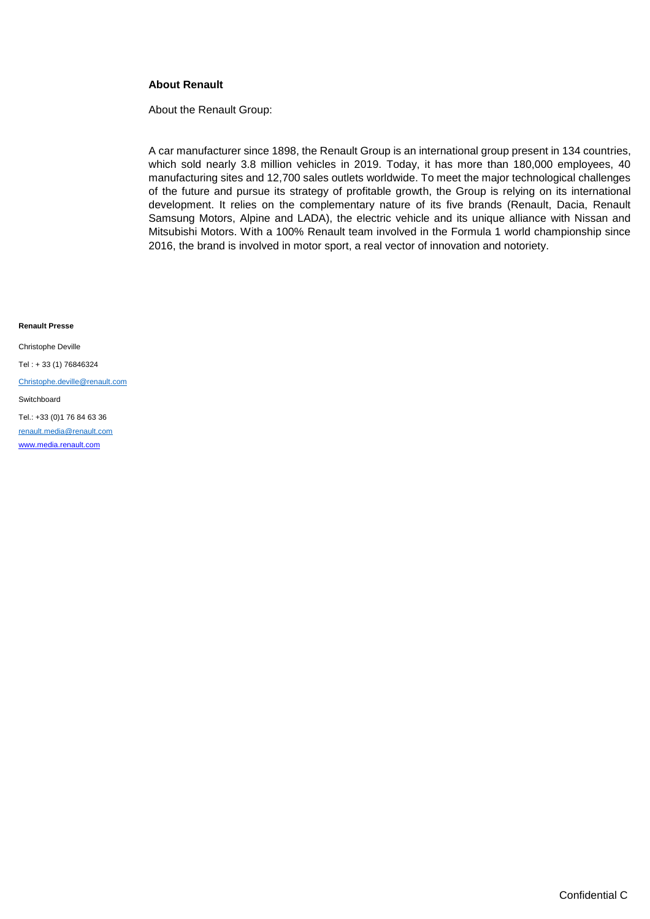## About Renault

About the Renault Group:

A car manufacturer since 1898, the Renault Group is an international group present in 134 countries, which sold nearly 3.8 million vehicles in 2019. Today, it has more than 180,000 employees, 40 manufacturing sites and 12,700 sales outlets worldwide. To meet the major technological challenges of the future and pursue its strategy of profitable growth, the Group is relying on its international development. It relies on the complementary nature of its five brands (Renault, Dacia, Renault Samsung Motors, Alpine and LADA), the electric vehicle and its unique alliance with Nissan and Mitsubishi Motors. With a 100% Renault team involved in the Formula 1 world championship since 2016, the brand is involved in motor sport, a real vector of innovation and notoriety.

**Renault Presse**

Christophe Deville

Tel : + 33 (1) 76846324

Christophe.deville@renault.com

Switchboard

Tel.: +33 (0)1 76 84 63 36

renault.media@renault.com

www.media.renault.com

Confidential C